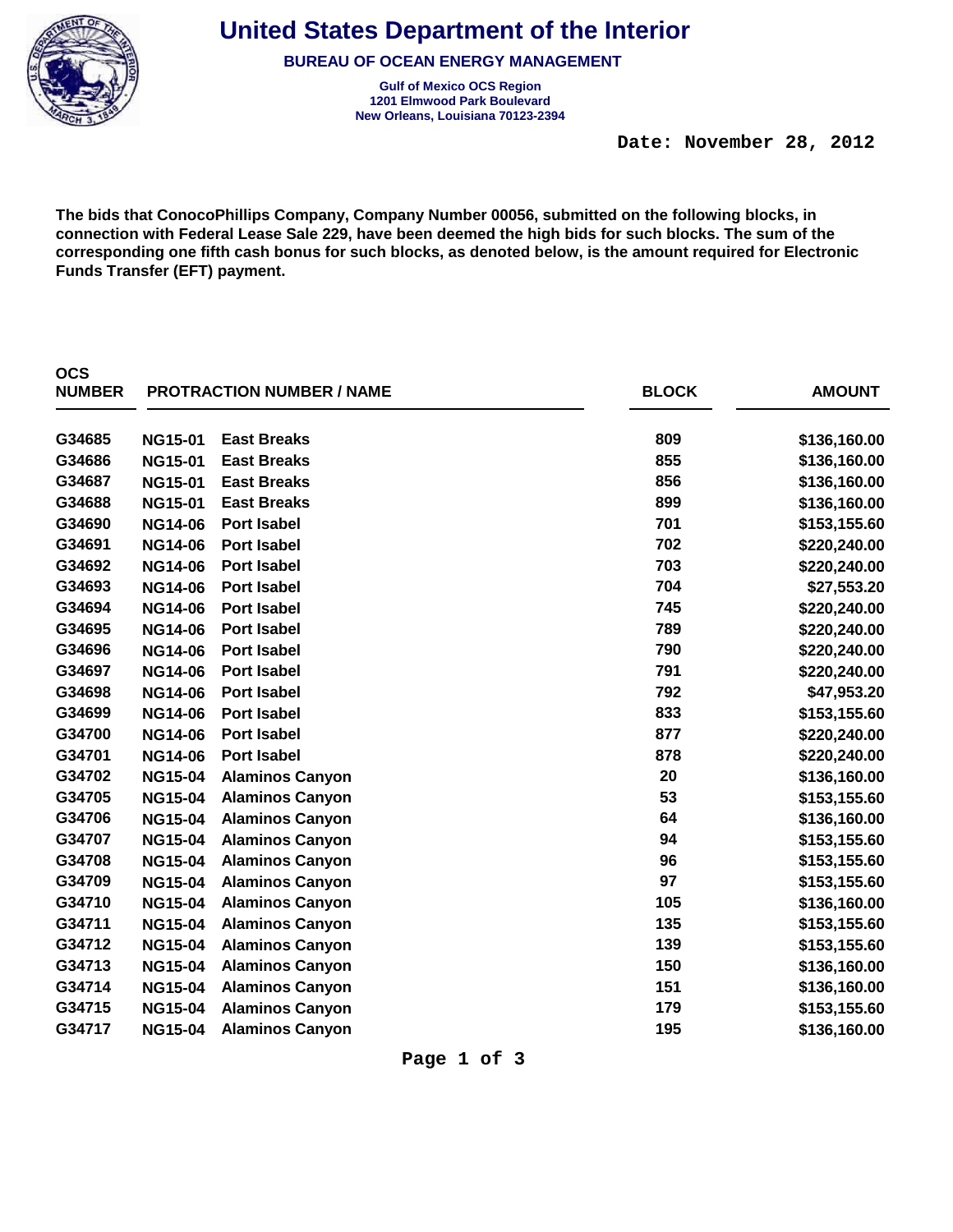# United States Department of the Interior

## BUREAU OF OCEAN ENERGY MANAGEMENT

**Gulf of Mexico OCS Region**
**1201 Elmwood Park Boulevard**
**New Orleans, Louisiana 70123-2394**

**Date: November 28, 2012**

**The bids that ConocoPhillips Company, Company Number 00056, submitted on the following blocks, in connection with Federal Lease Sale 229, have been deemed the high bids for such blocks. The sum of the corresponding one fifth cash bonus for such blocks, as denoted below, is the amount required for Electronic Funds Transfer (EFT) payment.**

| OCS NUMBER | PROTRACTION NUMBER | NAME | BLOCK | AMOUNT |
|---|---|---|---|---|
| G34685 | NG15-01 | East Breaks | 809 | $136,160.00 |
| G34686 | NG15-01 | East Breaks | 855 | $136,160.00 |
| G34687 | NG15-01 | East Breaks | 856 | $136,160.00 |
| G34688 | NG15-01 | East Breaks | 899 | $136,160.00 |
| G34690 | NG14-06 | Port Isabel | 701 | $153,155.60 |
| G34691 | NG14-06 | Port Isabel | 702 | $220,240.00 |
| G34692 | NG14-06 | Port Isabel | 703 | $220,240.00 |
| G34693 | NG14-06 | Port Isabel | 704 | $27,553.20 |
| G34694 | NG14-06 | Port Isabel | 745 | $220,240.00 |
| G34695 | NG14-06 | Port Isabel | 789 | $220,240.00 |
| G34696 | NG14-06 | Port Isabel | 790 | $220,240.00 |
| G34697 | NG14-06 | Port Isabel | 791 | $220,240.00 |
| G34698 | NG14-06 | Port Isabel | 792 | $47,953.20 |
| G34699 | NG14-06 | Port Isabel | 833 | $153,155.60 |
| G34700 | NG14-06 | Port Isabel | 877 | $220,240.00 |
| G34701 | NG14-06 | Port Isabel | 878 | $220,240.00 |
| G34702 | NG15-04 | Alaminos Canyon | 20 | $136,160.00 |
| G34705 | NG15-04 | Alaminos Canyon | 53 | $153,155.60 |
| G34706 | NG15-04 | Alaminos Canyon | 64 | $136,160.00 |
| G34707 | NG15-04 | Alaminos Canyon | 94 | $153,155.60 |
| G34708 | NG15-04 | Alaminos Canyon | 96 | $153,155.60 |
| G34709 | NG15-04 | Alaminos Canyon | 97 | $153,155.60 |
| G34710 | NG15-04 | Alaminos Canyon | 105 | $136,160.00 |
| G34711 | NG15-04 | Alaminos Canyon | 135 | $153,155.60 |
| G34712 | NG15-04 | Alaminos Canyon | 139 | $153,155.60 |
| G34713 | NG15-04 | Alaminos Canyon | 150 | $136,160.00 |
| G34714 | NG15-04 | Alaminos Canyon | 151 | $136,160.00 |
| G34715 | NG15-04 | Alaminos Canyon | 179 | $153,155.60 |
| G34717 | NG15-04 | Alaminos Canyon | 195 | $136,160.00 |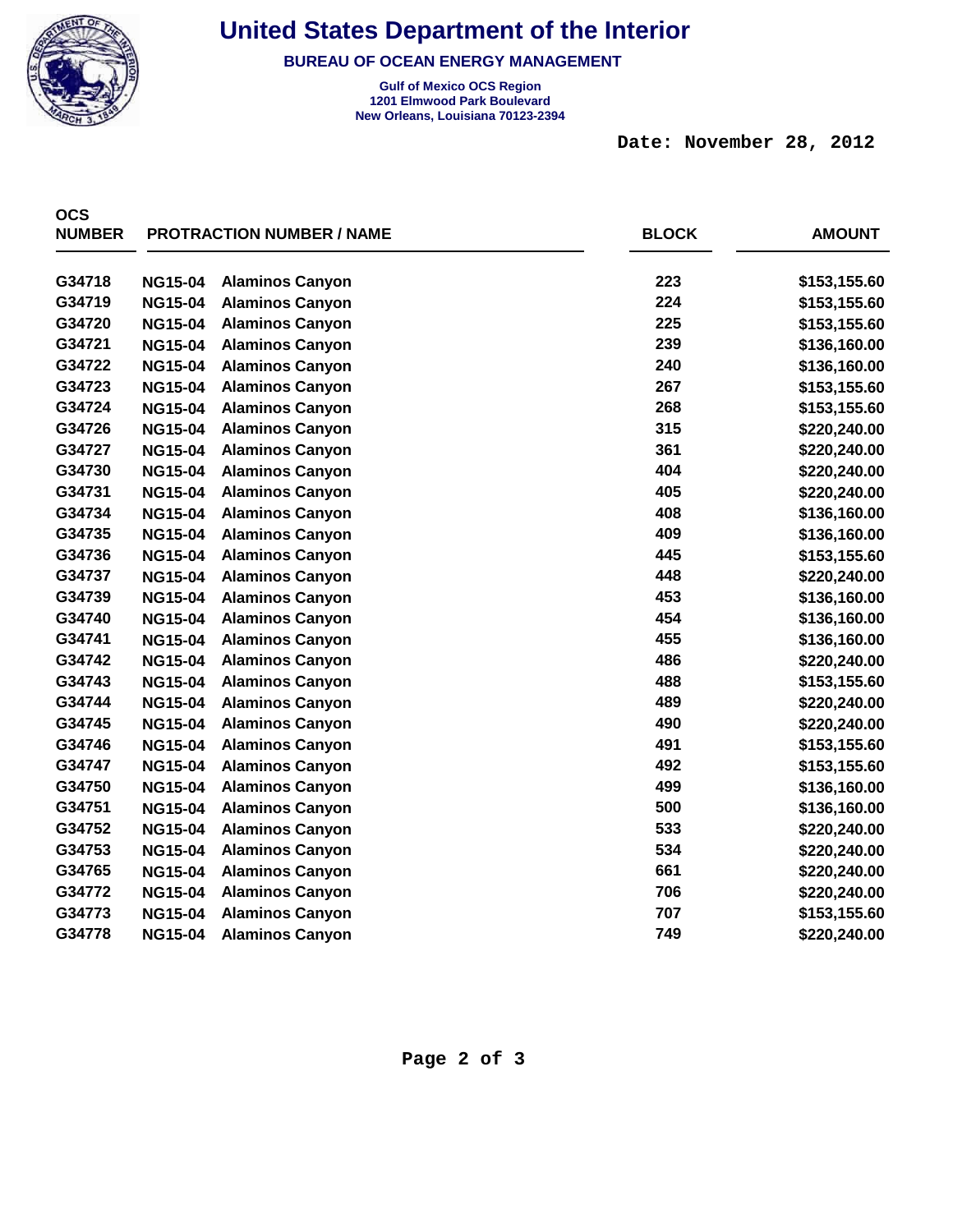# United States Department of the Interior

**BUREAU OF OCEAN ENERGY MANAGEMENT**

**Gulf of Mexico OCS Region**
**1201 Elmwood Park Boulevard**
**New Orleans, Louisiana 70123-2394**

**Date: November 28, 2012**

| OCS NUMBER | PROTRACTION NUMBER / NAME | | BLOCK | AMOUNT |
|---|---|---|---|---|
| G34718 | NG15-04 | Alaminos Canyon | 223 | $153,155.60 |
| G34719 | NG15-04 | Alaminos Canyon | 224 | $153,155.60 |
| G34720 | NG15-04 | Alaminos Canyon | 225 | $153,155.60 |
| G34721 | NG15-04 | Alaminos Canyon | 239 | $136,160.00 |
| G34722 | NG15-04 | Alaminos Canyon | 240 | $136,160.00 |
| G34723 | NG15-04 | Alaminos Canyon | 267 | $153,155.60 |
| G34724 | NG15-04 | Alaminos Canyon | 268 | $153,155.60 |
| G34726 | NG15-04 | Alaminos Canyon | 315 | $220,240.00 |
| G34727 | NG15-04 | Alaminos Canyon | 361 | $220,240.00 |
| G34730 | NG15-04 | Alaminos Canyon | 404 | $220,240.00 |
| G34731 | NG15-04 | Alaminos Canyon | 405 | $220,240.00 |
| G34734 | NG15-04 | Alaminos Canyon | 408 | $136,160.00 |
| G34735 | NG15-04 | Alaminos Canyon | 409 | $136,160.00 |
| G34736 | NG15-04 | Alaminos Canyon | 445 | $153,155.60 |
| G34737 | NG15-04 | Alaminos Canyon | 448 | $220,240.00 |
| G34739 | NG15-04 | Alaminos Canyon | 453 | $136,160.00 |
| G34740 | NG15-04 | Alaminos Canyon | 454 | $136,160.00 |
| G34741 | NG15-04 | Alaminos Canyon | 455 | $136,160.00 |
| G34742 | NG15-04 | Alaminos Canyon | 486 | $220,240.00 |
| G34743 | NG15-04 | Alaminos Canyon | 488 | $153,155.60 |
| G34744 | NG15-04 | Alaminos Canyon | 489 | $220,240.00 |
| G34745 | NG15-04 | Alaminos Canyon | 490 | $220,240.00 |
| G34746 | NG15-04 | Alaminos Canyon | 491 | $153,155.60 |
| G34747 | NG15-04 | Alaminos Canyon | 492 | $153,155.60 |
| G34750 | NG15-04 | Alaminos Canyon | 499 | $136,160.00 |
| G34751 | NG15-04 | Alaminos Canyon | 500 | $136,160.00 |
| G34752 | NG15-04 | Alaminos Canyon | 533 | $220,240.00 |
| G34753 | NG15-04 | Alaminos Canyon | 534 | $220,240.00 |
| G34765 | NG15-04 | Alaminos Canyon | 661 | $220,240.00 |
| G34772 | NG15-04 | Alaminos Canyon | 706 | $220,240.00 |
| G34773 | NG15-04 | Alaminos Canyon | 707 | $153,155.60 |
| G34778 | NG15-04 | Alaminos Canyon | 749 | $220,240.00 |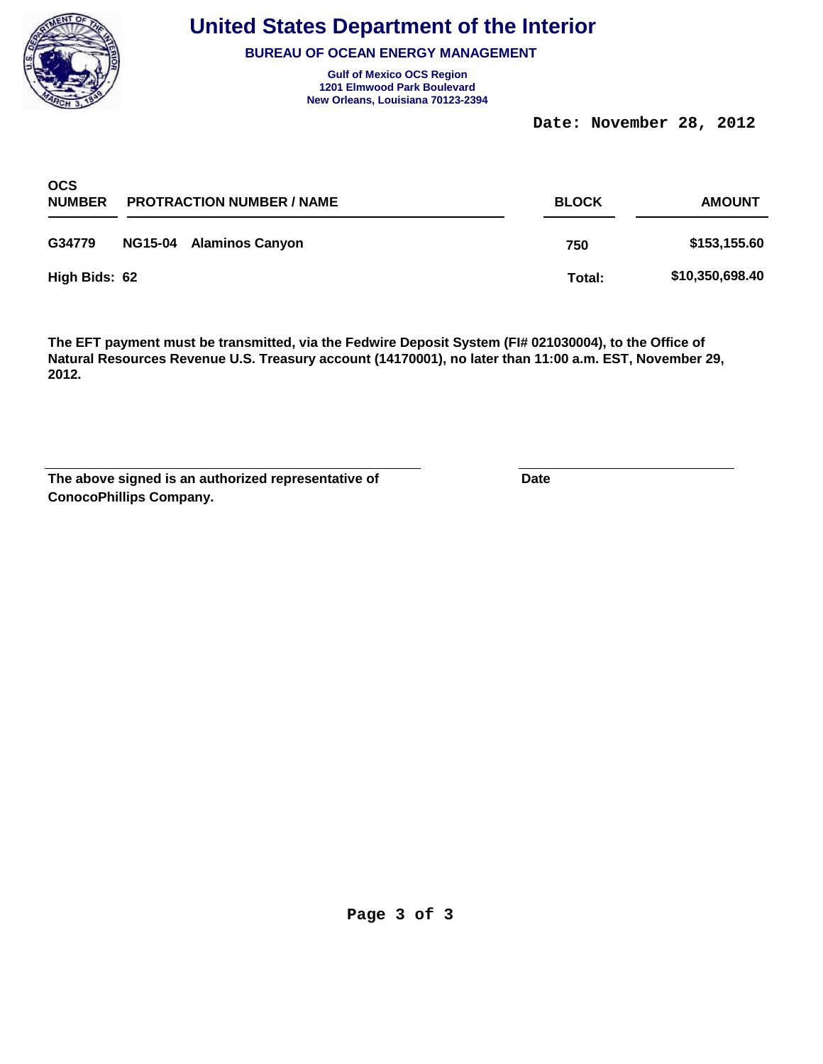# United States Department of the Interior

## BUREAU OF OCEAN ENERGY MANAGEMENT

**Gulf of Mexico OCS Region**
**1201 Elmwood Park Boulevard**
**New Orleans, Louisiana 70123-2394**

Date: November 28, 2012

| OCS NUMBER | PROTRACTION NUMBER / NAME | BLOCK | AMOUNT |
|---|---|---|---|
| G34779 | NG15-04 Alaminos Canyon | 750 | $153,155.60 |
| High Bids: 62 | | Total: | $10,350,698.40 |

**The EFT payment must be transmitted, via the Fedwire Deposit System (FI# 021030004), to the Office of Natural Resources Revenue U.S. Treasury account (14170001), no later than 11:00 a.m. EST, November 29, 2012.**

**The above signed is an authorized representative of ConocoPhillips Company.**

**Date**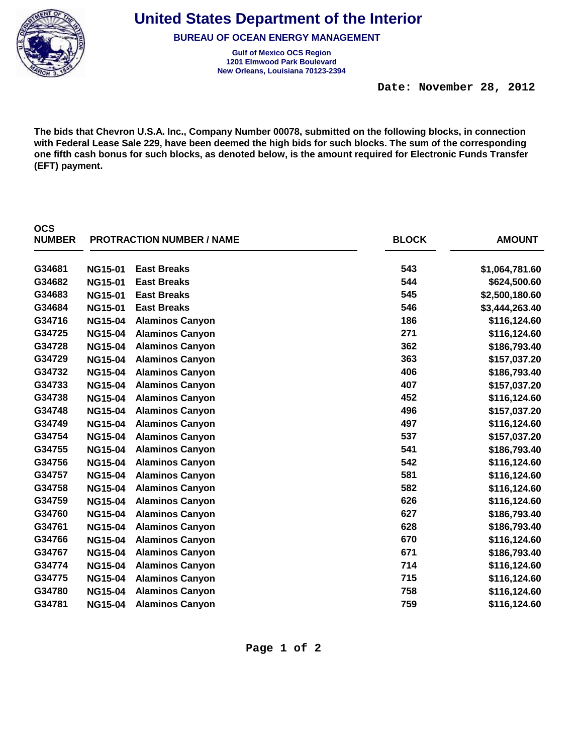# United States Department of the Interior

**BUREAU OF OCEAN ENERGY MANAGEMENT**

**Gulf of Mexico OCS Region**
**1201 Elmwood Park Boulevard**
**New Orleans, Louisiana 70123-2394**

**Date: November 28, 2012**

**The bids that Chevron U.S.A. Inc., Company Number 00078, submitted on the following blocks, in connection with Federal Lease Sale 229, have been deemed the high bids for such blocks. The sum of the corresponding one fifth cash bonus for such blocks, as denoted below, is the amount required for Electronic Funds Transfer (EFT) payment.**

| OCS NUMBER | PROTRACTION NUMBER / NAME | | BLOCK | AMOUNT |
|---|---|---|---|---|
| G34681 | NG15-01 | East Breaks | 543 | $1,064,781.60 |
| G34682 | NG15-01 | East Breaks | 544 | $624,500.60 |
| G34683 | NG15-01 | East Breaks | 545 | $2,500,180.60 |
| G34684 | NG15-01 | East Breaks | 546 | $3,444,263.40 |
| G34716 | NG15-04 | Alaminos Canyon | 186 | $116,124.60 |
| G34725 | NG15-04 | Alaminos Canyon | 271 | $116,124.60 |
| G34728 | NG15-04 | Alaminos Canyon | 362 | $186,793.40 |
| G34729 | NG15-04 | Alaminos Canyon | 363 | $157,037.20 |
| G34732 | NG15-04 | Alaminos Canyon | 406 | $186,793.40 |
| G34733 | NG15-04 | Alaminos Canyon | 407 | $157,037.20 |
| G34738 | NG15-04 | Alaminos Canyon | 452 | $116,124.60 |
| G34748 | NG15-04 | Alaminos Canyon | 496 | $157,037.20 |
| G34749 | NG15-04 | Alaminos Canyon | 497 | $116,124.60 |
| G34754 | NG15-04 | Alaminos Canyon | 537 | $157,037.20 |
| G34755 | NG15-04 | Alaminos Canyon | 541 | $186,793.40 |
| G34756 | NG15-04 | Alaminos Canyon | 542 | $116,124.60 |
| G34757 | NG15-04 | Alaminos Canyon | 581 | $116,124.60 |
| G34758 | NG15-04 | Alaminos Canyon | 582 | $116,124.60 |
| G34759 | NG15-04 | Alaminos Canyon | 626 | $116,124.60 |
| G34760 | NG15-04 | Alaminos Canyon | 627 | $186,793.40 |
| G34761 | NG15-04 | Alaminos Canyon | 628 | $186,793.40 |
| G34766 | NG15-04 | Alaminos Canyon | 670 | $116,124.60 |
| G34767 | NG15-04 | Alaminos Canyon | 671 | $186,793.40 |
| G34774 | NG15-04 | Alaminos Canyon | 714 | $116,124.60 |
| G34775 | NG15-04 | Alaminos Canyon | 715 | $116,124.60 |
| G34780 | NG15-04 | Alaminos Canyon | 758 | $116,124.60 |
| G34781 | NG15-04 | Alaminos Canyon | 759 | $116,124.60 |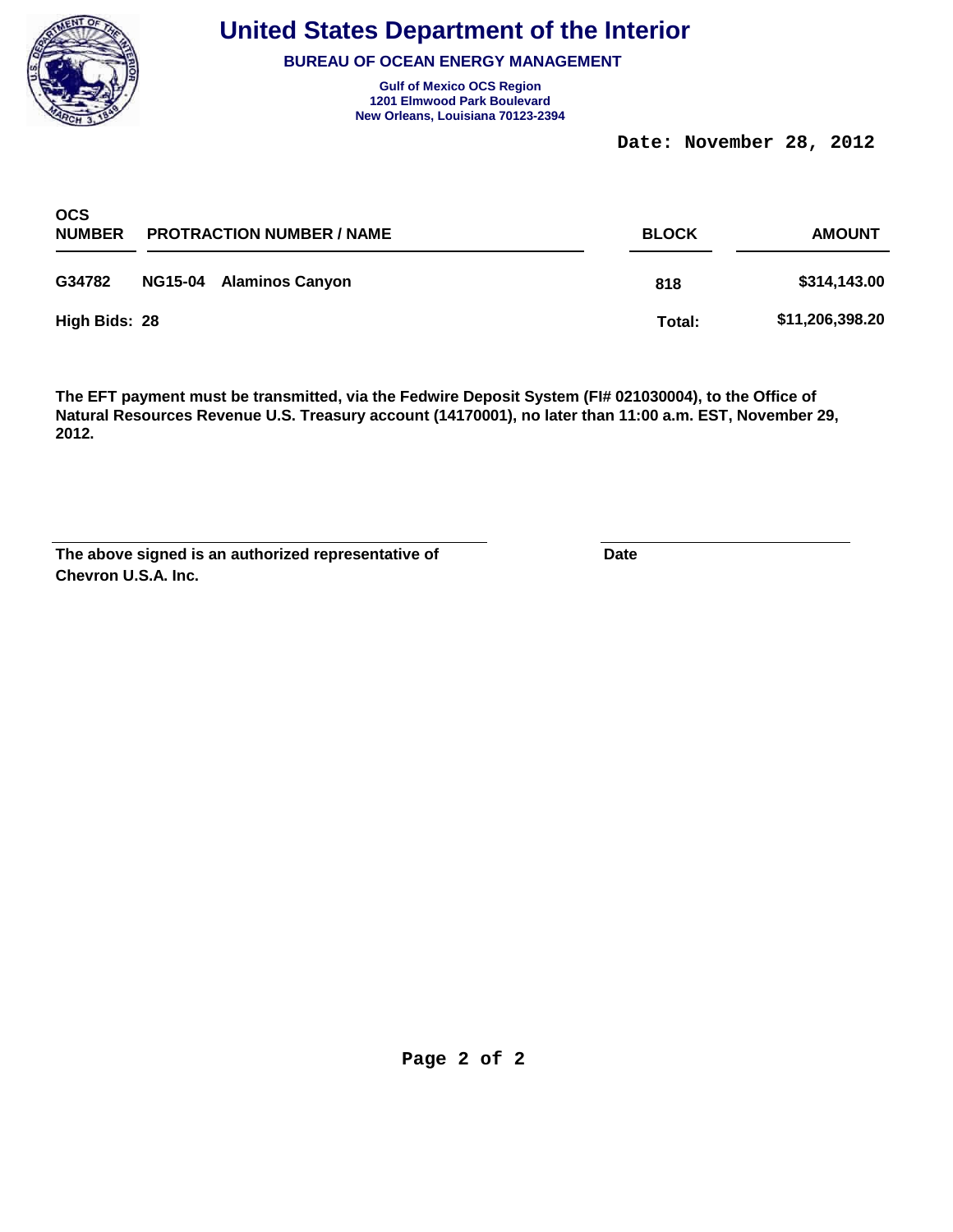# United States Department of the Interior

**BUREAU OF OCEAN ENERGY MANAGEMENT**

**Gulf of Mexico OCS Region**
**1201 Elmwood Park Boulevard**
**New Orleans, Louisiana 70123-2394**

**Date: November 28, 2012**

| OCS NUMBER | PROTRACTION NUMBER / NAME | BLOCK | AMOUNT |
|---|---|---|---|
| G34782 | NG15-04 Alaminos Canyon | 818 | $314,143.00 |
| High Bids: 28 | | Total: | $11,206,398.20 |

**The EFT payment must be transmitted, via the Fedwire Deposit System (FI# 021030004), to the Office of Natural Resources Revenue U.S. Treasury account (14170001), no later than 11:00 a.m. EST, November 29, 2012.**

**The above signed is an authorized representative of Chevron U.S.A. Inc.**

**Date**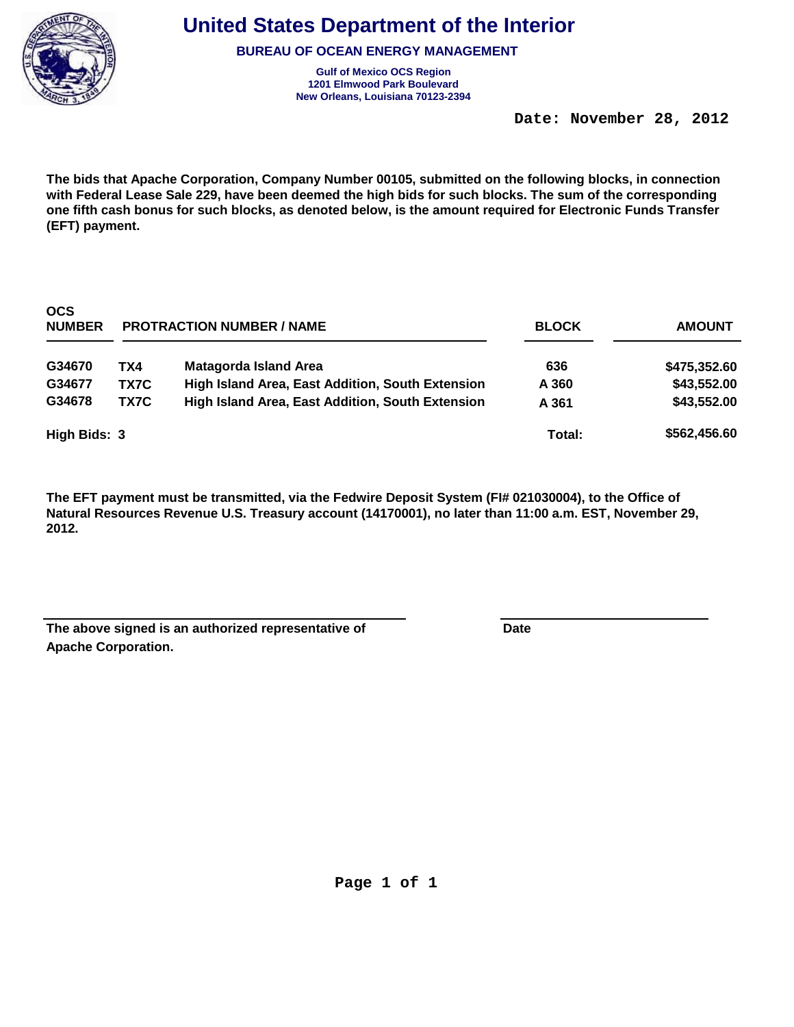# United States Department of the Interior

**BUREAU OF OCEAN ENERGY MANAGEMENT**

**Gulf of Mexico OCS Region**
**1201 Elmwood Park Boulevard**
**New Orleans, Louisiana 70123-2394**

**Date: November 28, 2012**

**The bids that Apache Corporation, Company Number 00105, submitted on the following blocks, in connection with Federal Lease Sale 229, have been deemed the high bids for such blocks. The sum of the corresponding one fifth cash bonus for such blocks, as denoted below, is the amount required for Electronic Funds Transfer (EFT) payment.**

| OCS NUMBER | PROTRACTION NUMBER / NAME | | BLOCK | AMOUNT |
|---|---|---|---|---|
| G34670 | TX4 | Matagorda Island Area | 636 | $475,352.60 |
| G34677 | TX7C | High Island Area, East Addition, South Extension | A 360 | $43,552.00 |
| G34678 | TX7C | High Island Area, East Addition, South Extension | A 361 | $43,552.00 |
| **High Bids: 3** | | | **Total:** | **$562,456.60** |

**The EFT payment must be transmitted, via the Fedwire Deposit System (FI# 021030004), to the Office of Natural Resources Revenue U.S. Treasury account (14170001), no later than 11:00 a.m. EST, November 29, 2012.**

**The above signed is an authorized representative of Apache Corporation.**

**Date**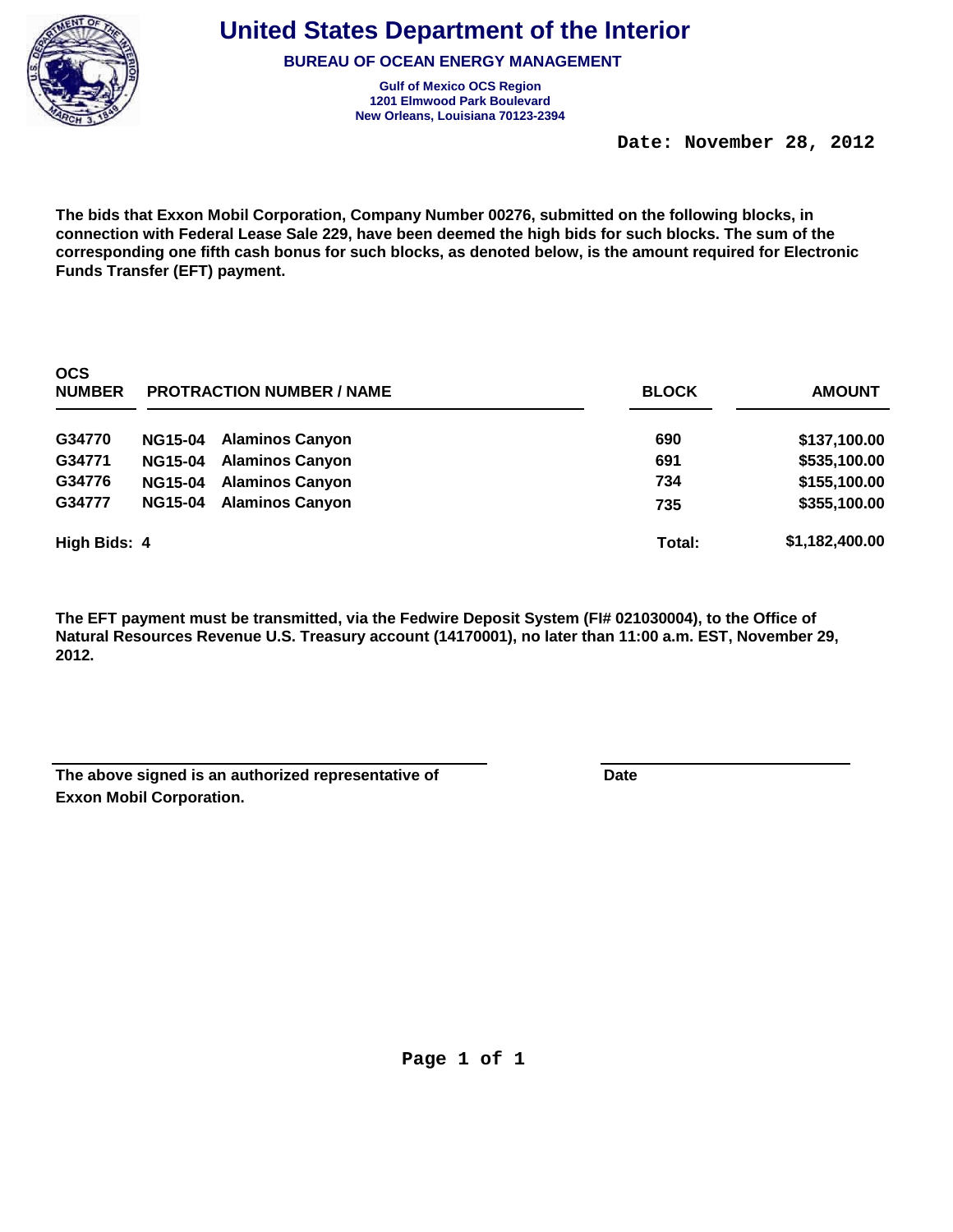# United States Department of the Interior

**BUREAU OF OCEAN ENERGY MANAGEMENT**

**Gulf of Mexico OCS Region**
**1201 Elmwood Park Boulevard**
**New Orleans, Louisiana 70123-2394**

**Date: November 28, 2012**

**The bids that Exxon Mobil Corporation, Company Number 00276, submitted on the following blocks, in connection with Federal Lease Sale 229, have been deemed the high bids for such blocks. The sum of the corresponding one fifth cash bonus for such blocks, as denoted below, is the amount required for Electronic Funds Transfer (EFT) payment.**

| OCS NUMBER | PROTRACTION NUMBER / NAME | | BLOCK | AMOUNT |
|---|---|---|---|---|
| G34770 | NG15-04 | Alaminos Canyon | 690 | $137,100.00 |
| G34771 | NG15-04 | Alaminos Canyon | 691 | $535,100.00 |
| G34776 | NG15-04 | Alaminos Canyon | 734 | $155,100.00 |
| G34777 | NG15-04 | Alaminos Canyon | 735 | $355,100.00 |
| **High Bids: 4** | | | **Total:** | **$1,182,400.00** |

**The EFT payment must be transmitted, via the Fedwire Deposit System (FI# 021030004), to the Office of Natural Resources Revenue U.S. Treasury account (14170001), no later than 11:00 a.m. EST, November 29, 2012.**

**The above signed is an authorized representative of Exxon Mobil Corporation.**

**Date**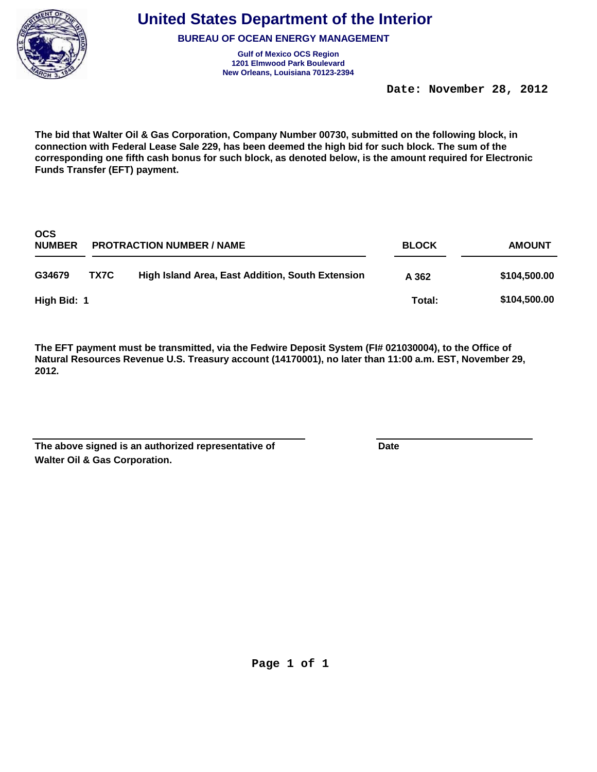# United States Department of the Interior

**BUREAU OF OCEAN ENERGY MANAGEMENT**

**Gulf of Mexico OCS Region**
**1201 Elmwood Park Boulevard**
**New Orleans, Louisiana 70123-2394**

**Date: November 28, 2012**

**The bid that Walter Oil & Gas Corporation, Company Number 00730, submitted on the following block, in connection with Federal Lease Sale 229, has been deemed the high bid for such block. The sum of the corresponding one fifth cash bonus for such block, as denoted below, is the amount required for Electronic Funds Transfer (EFT) payment.**

| OCS NUMBER | PROTRACTION NUMBER / NAME | | BLOCK | AMOUNT |
|---|---|---|---|---|
| G34679 | TX7C | High Island Area, East Addition, South Extension | A 362 | $104,500.00 |
| High Bid: 1 | | | Total: | $104,500.00 |

**The EFT payment must be transmitted, via the Fedwire Deposit System (FI# 021030004), to the Office of Natural Resources Revenue U.S. Treasury account (14170001), no later than 11:00 a.m. EST, November 29, 2012.**

______________________________ ______________________________

**The above signed is an authorized representative of Walter Oil & Gas Corporation.** **Date**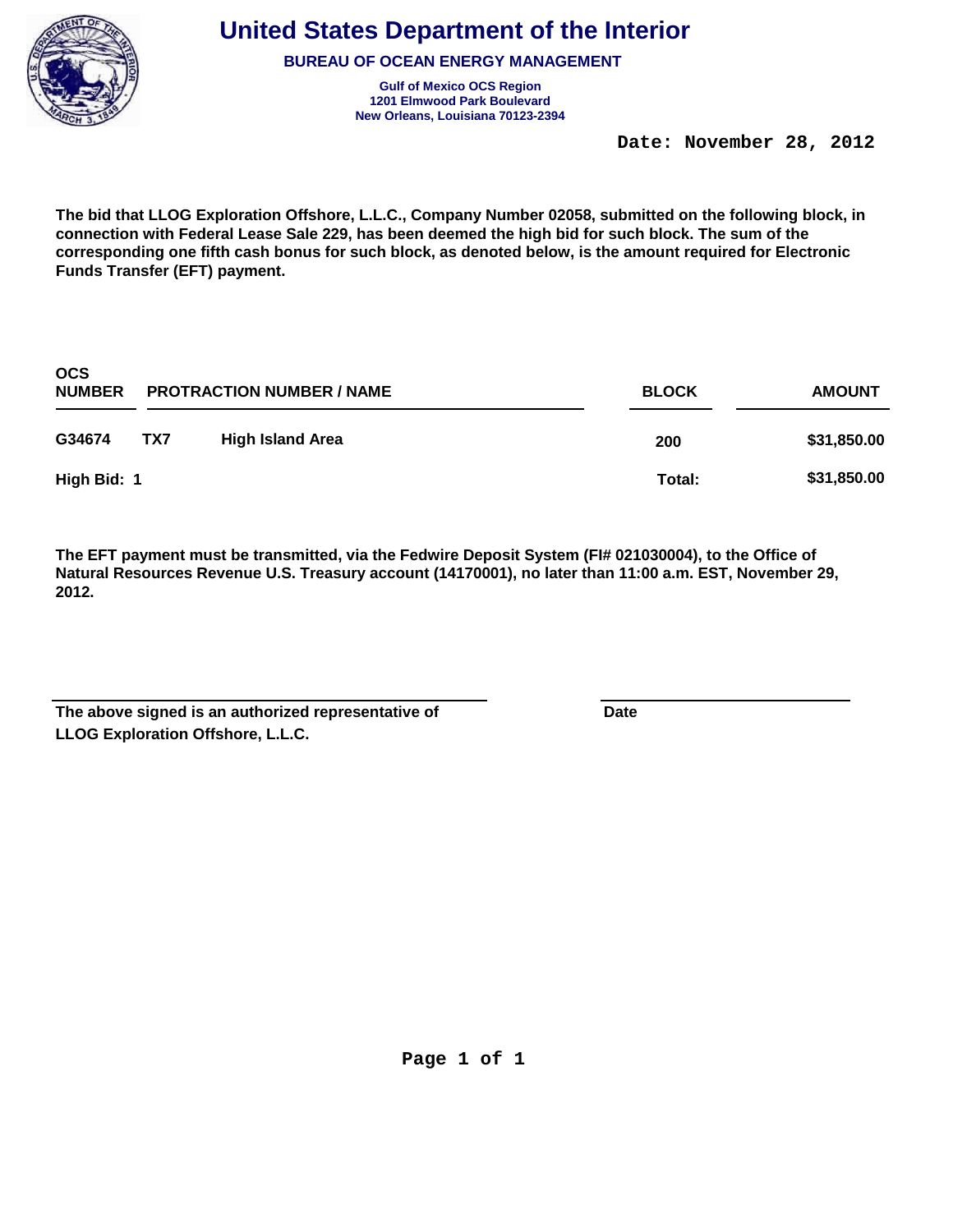# United States Department of the Interior

**BUREAU OF OCEAN ENERGY MANAGEMENT**

**Gulf of Mexico OCS Region**
**1201 Elmwood Park Boulevard**
**New Orleans, Louisiana 70123-2394**

**Date: November 28, 2012**

**The bid that LLOG Exploration Offshore, L.L.C., Company Number 02058, submitted on the following block, in connection with Federal Lease Sale 229, has been deemed the high bid for such block. The sum of the corresponding one fifth cash bonus for such block, as denoted below, is the amount required for Electronic Funds Transfer (EFT) payment.**

| OCS NUMBER | PROTRACTION NUMBER / NAME | | BLOCK | AMOUNT |
|---|---|---|---|---|
| G34674 | TX7 | High Island Area | 200 | $31,850.00 |
| High Bid: 1 | | | Total: | $31,850.00 |

**The EFT payment must be transmitted, via the Fedwire Deposit System (FI# 021030004), to the Office of Natural Resources Revenue U.S. Treasury account (14170001), no later than 11:00 a.m. EST, November 29, 2012.**

______________________________ ______________________________

**The above signed is an authorized representative of LLOG Exploration Offshore, L.L.C.** **Date**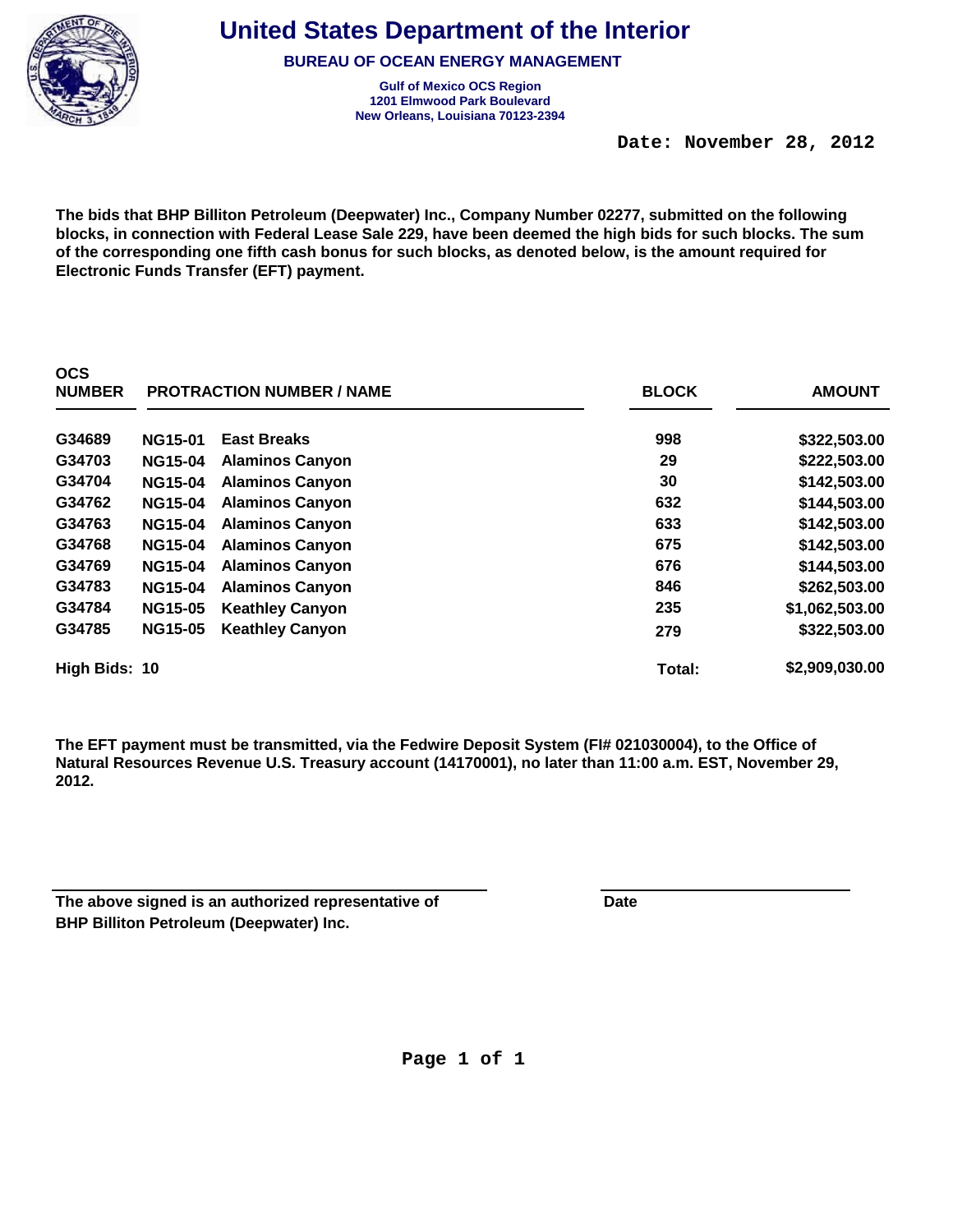# United States Department of the Interior

**BUREAU OF OCEAN ENERGY MANAGEMENT**

**Gulf of Mexico OCS Region**
**1201 Elmwood Park Boulevard**
**New Orleans, Louisiana 70123-2394**

**Date: November 28, 2012**

**The bids that BHP Billiton Petroleum (Deepwater) Inc., Company Number 02277, submitted on the following blocks, in connection with Federal Lease Sale 229, have been deemed the high bids for such blocks. The sum of the corresponding one fifth cash bonus for such blocks, as denoted below, is the amount required for Electronic Funds Transfer (EFT) payment.**

| OCS NUMBER | PROTRACTION NUMBER / NAME | | BLOCK | AMOUNT |
|---|---|---|---|---|
| G34689 | NG15-01 | East Breaks | 998 | $322,503.00 |
| G34703 | NG15-04 | Alaminos Canyon | 29 | $222,503.00 |
| G34704 | NG15-04 | Alaminos Canyon | 30 | $142,503.00 |
| G34762 | NG15-04 | Alaminos Canyon | 632 | $144,503.00 |
| G34763 | NG15-04 | Alaminos Canyon | 633 | $142,503.00 |
| G34768 | NG15-04 | Alaminos Canyon | 675 | $142,503.00 |
| G34769 | NG15-04 | Alaminos Canyon | 676 | $144,503.00 |
| G34783 | NG15-04 | Alaminos Canyon | 846 | $262,503.00 |
| G34784 | NG15-05 | Keathley Canyon | 235 | $1,062,503.00 |
| G34785 | NG15-05 | Keathley Canyon | 279 | $322,503.00 |
| **High Bids: 10** | | | **Total:** | **$2,909,030.00** |

**The EFT payment must be transmitted, via the Fedwire Deposit System (FI# 021030004), to the Office of Natural Resources Revenue U.S. Treasury account (14170001), no later than 11:00 a.m. EST, November 29, 2012.**

**The above signed is an authorized representative of BHP Billiton Petroleum (Deepwater) Inc.**

**Date**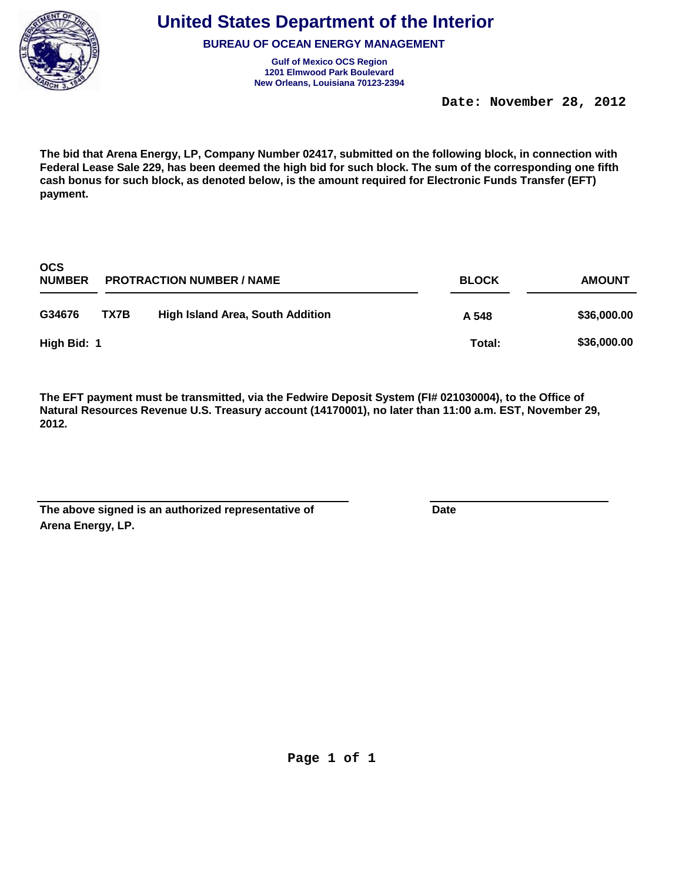# United States Department of the Interior

## BUREAU OF OCEAN ENERGY MANAGEMENT

**Gulf of Mexico OCS Region**
**1201 Elmwood Park Boulevard**
**New Orleans, Louisiana 70123-2394**

**Date: November 28, 2012**

**The bid that Arena Energy, LP, Company Number 02417, submitted on the following block, in connection with Federal Lease Sale 229, has been deemed the high bid for such block. The sum of the corresponding one fifth cash bonus for such block, as denoted below, is the amount required for Electronic Funds Transfer (EFT) payment.**

| OCS NUMBER | PROTRACTION NUMBER / NAME | | BLOCK | AMOUNT |
|---|---|---|---|---|
| G34676 | TX7B | High Island Area, South Addition | A 548 | $36,000.00 |
| High Bid: 1 | | | Total: | $36,000.00 |

**The EFT payment must be transmitted, via the Fedwire Deposit System (FI# 021030004), to the Office of Natural Resources Revenue U.S. Treasury account (14170001), no later than 11:00 a.m. EST, November 29, 2012.**

______________________________ ______________________________

**The above signed is an authorized representative of Arena Energy, LP.** **Date**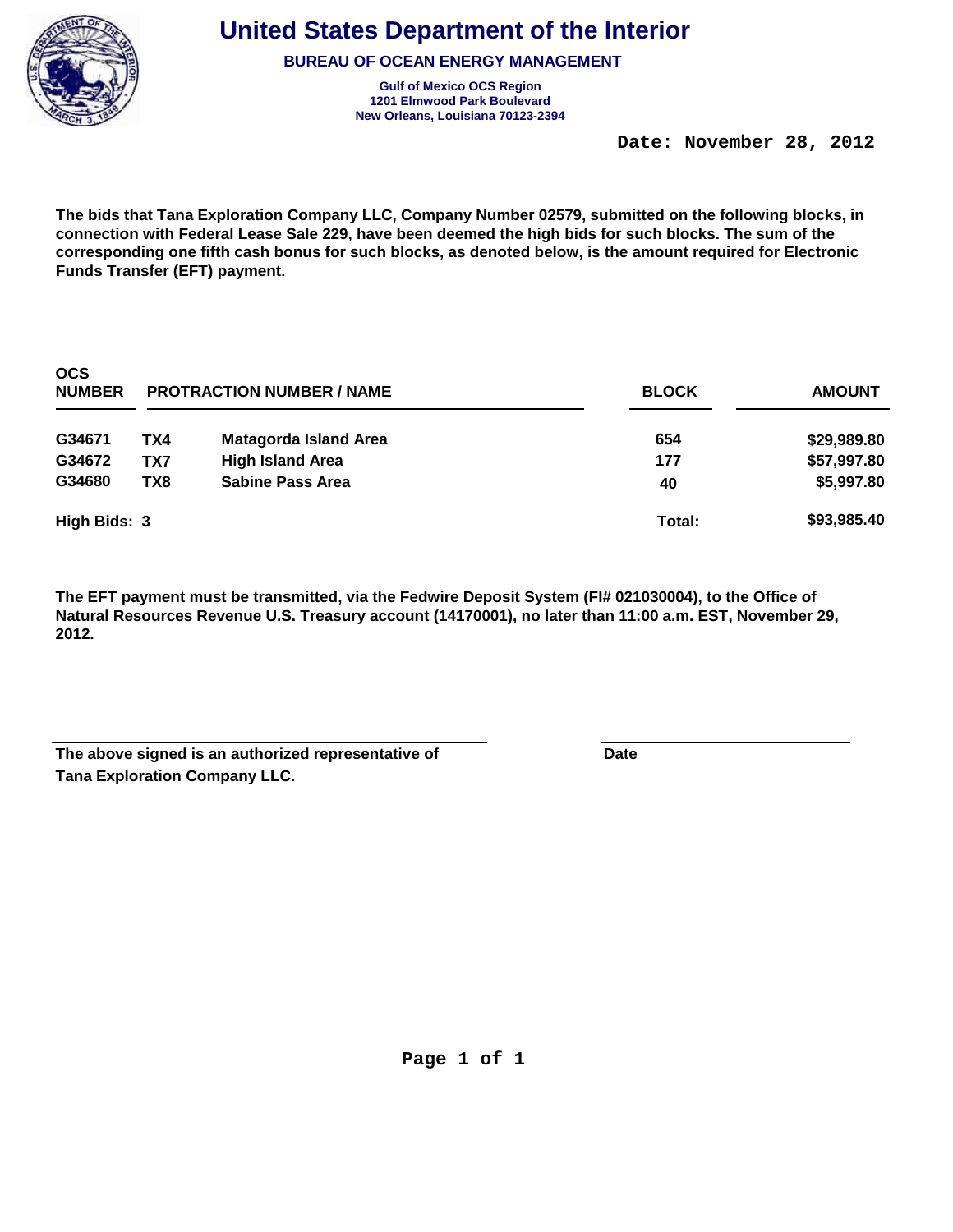# United States Department of the Interior

**BUREAU OF OCEAN ENERGY MANAGEMENT**

**Gulf of Mexico OCS Region**
**1201 Elmwood Park Boulevard**
**New Orleans, Louisiana 70123-2394**

**Date: November 28, 2012**

**The bids that Tana Exploration Company LLC, Company Number 02579, submitted on the following blocks, in connection with Federal Lease Sale 229, have been deemed the high bids for such blocks. The sum of the corresponding one fifth cash bonus for such blocks, as denoted below, is the amount required for Electronic Funds Transfer (EFT) payment.**

| OCS NUMBER | PROTRACTION NUMBER / NAME | | BLOCK | AMOUNT |
|---|---|---|---|---|
| G34671 | TX4 | Matagorda Island Area | 654 | $29,989.80 |
| G34672 | TX7 | High Island Area | 177 | $57,997.80 |
| G34680 | TX8 | Sabine Pass Area | 40 | $5,997.80 |
| **High Bids: 3** | | | **Total:** | **$93,985.40** |

**The EFT payment must be transmitted, via the Fedwire Deposit System (FI# 021030004), to the Office of Natural Resources Revenue U.S. Treasury account (14170001), no later than 11:00 a.m. EST, November 29, 2012.**

\_\_\_\_\_\_\_\_\_\_\_\_\_\_\_\_\_\_\_\_\_\_\_\_\_\_\_\_\_\_\_\_\_\_\_\_\_\_\_\_

**The above signed is an authorized representative of Tana Exploration Company LLC.**

\_\_\_\_\_\_\_\_\_\_\_\_\_\_\_\_\_\_\_\_\_\_\_\_\_\_\_\_\_\_

**Date**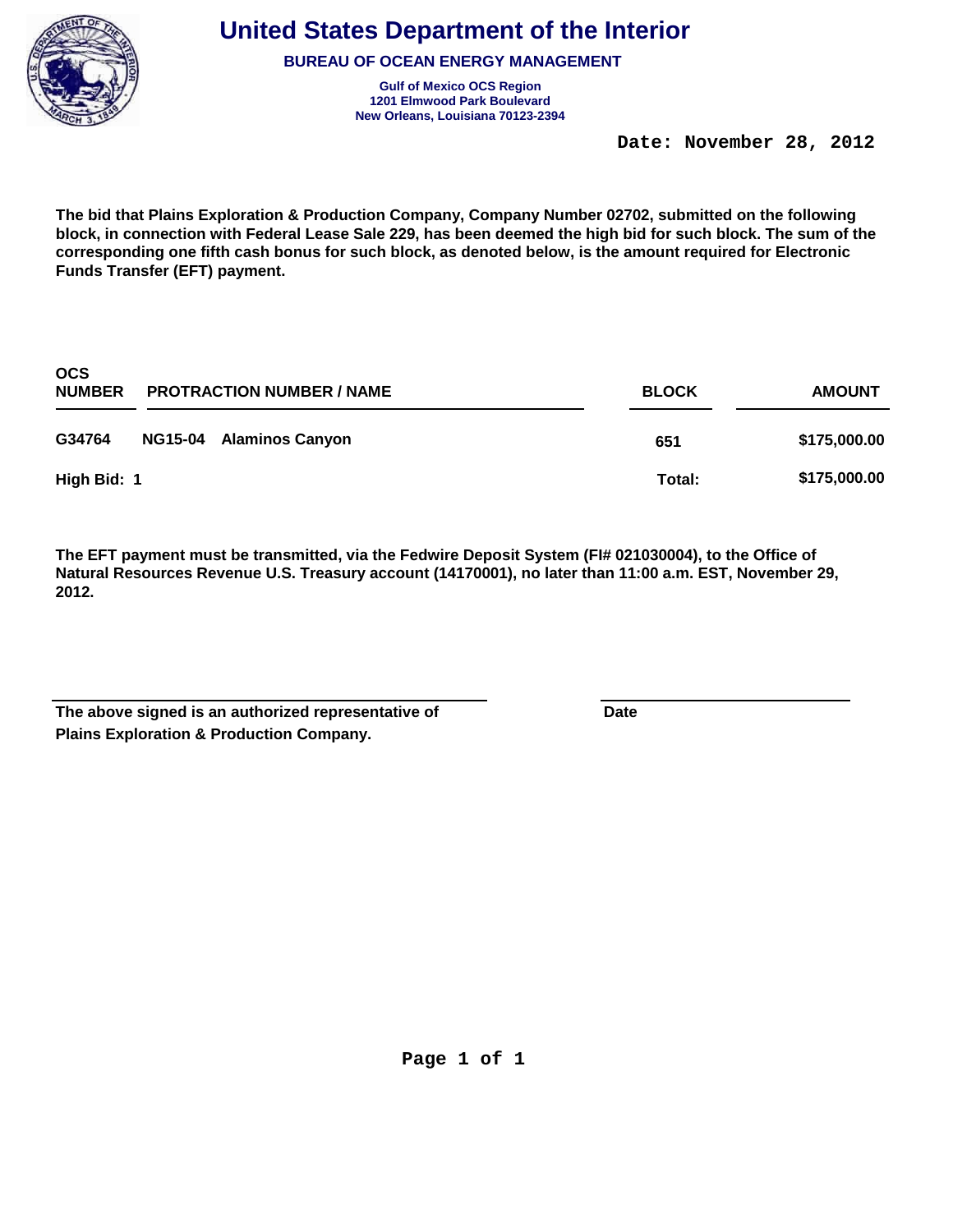# United States Department of the Interior

**BUREAU OF OCEAN ENERGY MANAGEMENT**

**Gulf of Mexico OCS Region**
**1201 Elmwood Park Boulevard**
**New Orleans, Louisiana 70123-2394**

**Date: November 28, 2012**

**The bid that Plains Exploration & Production Company, Company Number 02702, submitted on the following block, in connection with Federal Lease Sale 229, has been deemed the high bid for such block. The sum of the corresponding one fifth cash bonus for such block, as denoted below, is the amount required for Electronic Funds Transfer (EFT) payment.**

| OCS NUMBER | PROTRACTION NUMBER / NAME | BLOCK | AMOUNT |
|---|---|---|---|
| G34764 | NG15-04 Alaminos Canyon | 651 | $175,000.00 |
| High Bid: 1 | | Total: | $175,000.00 |

**The EFT payment must be transmitted, via the Fedwire Deposit System (FI# 021030004), to the Office of Natural Resources Revenue U.S. Treasury account (14170001), no later than 11:00 a.m. EST, November 29, 2012.**

_______________________________________ _______________________

**The above signed is an authorized representative of Plains Exploration & Production Company.** **Date**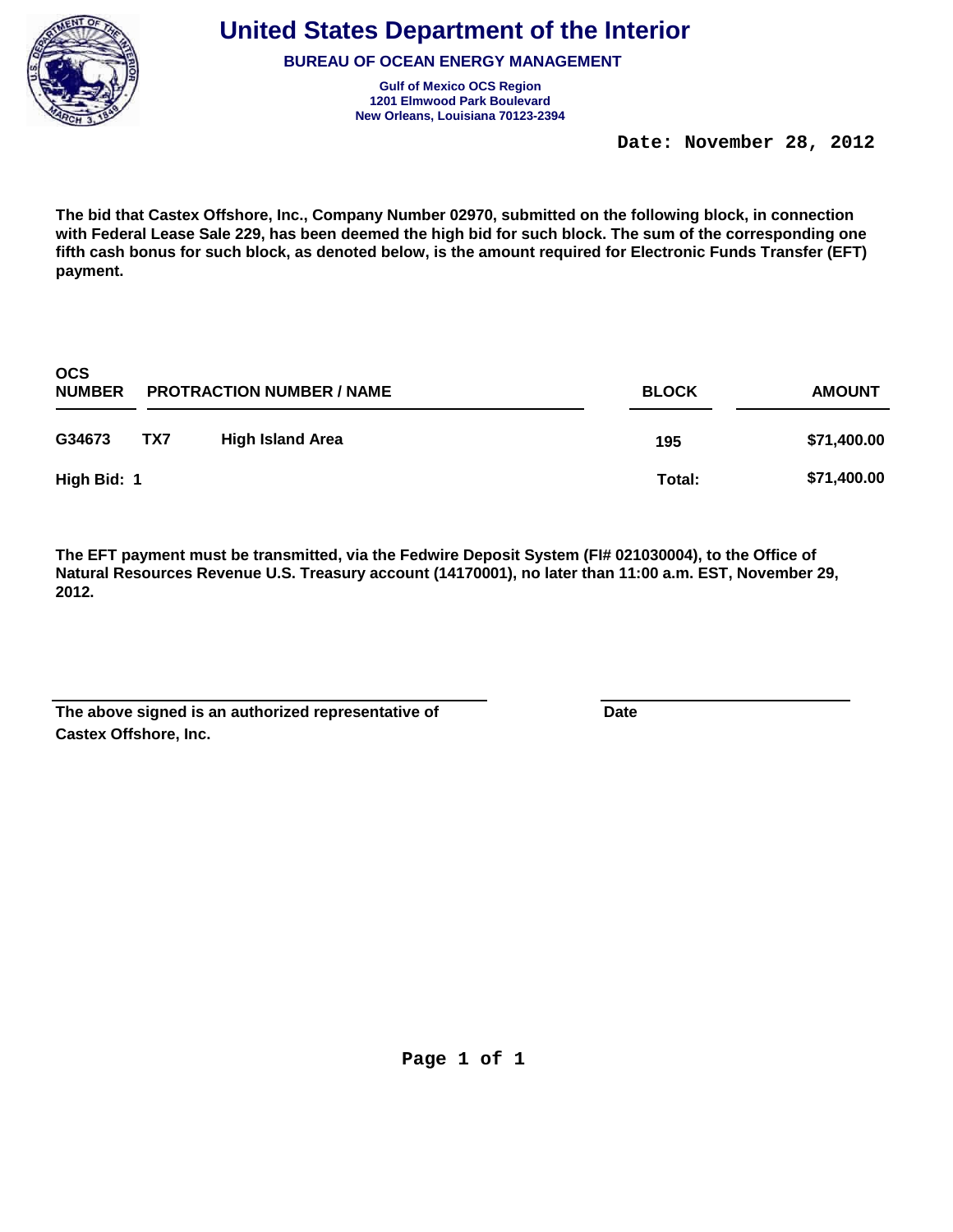# United States Department of the Interior

**BUREAU OF OCEAN ENERGY MANAGEMENT**

**Gulf of Mexico OCS Region**
**1201 Elmwood Park Boulevard**
**New Orleans, Louisiana 70123-2394**

**Date: November 28, 2012**

**The bid that Castex Offshore, Inc., Company Number 02970, submitted on the following block, in connection with Federal Lease Sale 229, has been deemed the high bid for such block. The sum of the corresponding one fifth cash bonus for such block, as denoted below, is the amount required for Electronic Funds Transfer (EFT) payment.**

| OCS NUMBER | PROTRACTION NUMBER / NAME | | BLOCK | AMOUNT |
|---|---|---|---|---|
| G34673 | TX7 | High Island Area | 195 | $71,400.00 |
| High Bid: 1 | | | Total: | $71,400.00 |

**The EFT payment must be transmitted, via the Fedwire Deposit System (FI# 021030004), to the Office of Natural Resources Revenue U.S. Treasury account (14170001), no later than 11:00 a.m. EST, November 29, 2012.**

\_\_\_\_\_\_\_\_\_\_\_\_\_\_\_\_\_\_\_\_\_\_\_\_\_\_\_\_\_\_\_\_\_\_\_\_ \_\_\_\_\_\_\_\_\_\_\_\_\_\_\_\_\_\_\_\_\_\_

**The above signed is an authorized representative of Castex Offshore, Inc.** **Date**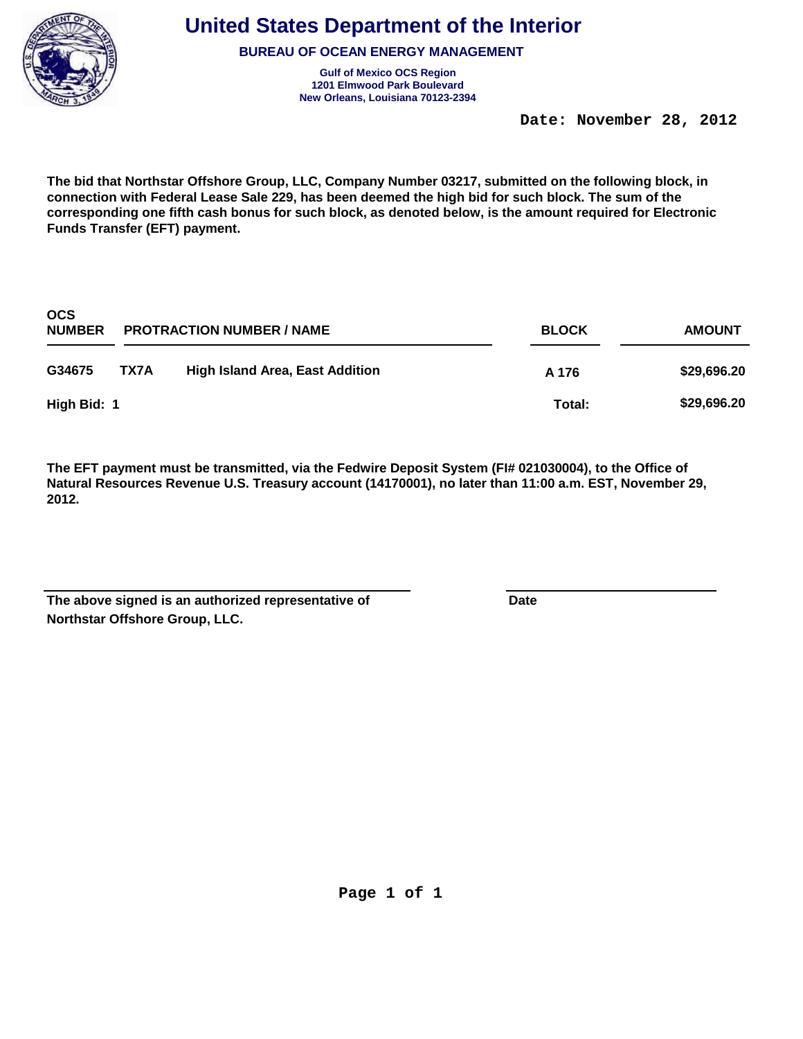# United States Department of the Interior

**BUREAU OF OCEAN ENERGY MANAGEMENT**

**Gulf of Mexico OCS Region**
**1201 Elmwood Park Boulevard**
**New Orleans, Louisiana 70123-2394**

**Date: November 28, 2012**

**The bid that Northstar Offshore Group, LLC, Company Number 03217, submitted on the following block, in connection with Federal Lease Sale 229, has been deemed the high bid for such block. The sum of the corresponding one fifth cash bonus for such block, as denoted below, is the amount required for Electronic Funds Transfer (EFT) payment.**

| OCS NUMBER | PROTRACTION NUMBER / NAME | | BLOCK | AMOUNT |
|---|---|---|---|---|
| G34675 | TX7A | High Island Area, East Addition | A 176 | $29,696.20 |
| High Bid: 1 | | | Total: | $29,696.20 |

**The EFT payment must be transmitted, via the Fedwire Deposit System (FI# 021030004), to the Office of Natural Resources Revenue U.S. Treasury account (14170001), no later than 11:00 a.m. EST, November 29, 2012.**

______________________________ &nbsp;&nbsp;&nbsp;&nbsp; ______________________________

**The above signed is an authorized representative of Northstar Offshore Group, LLC.** &nbsp;&nbsp;&nbsp;&nbsp; **Date**